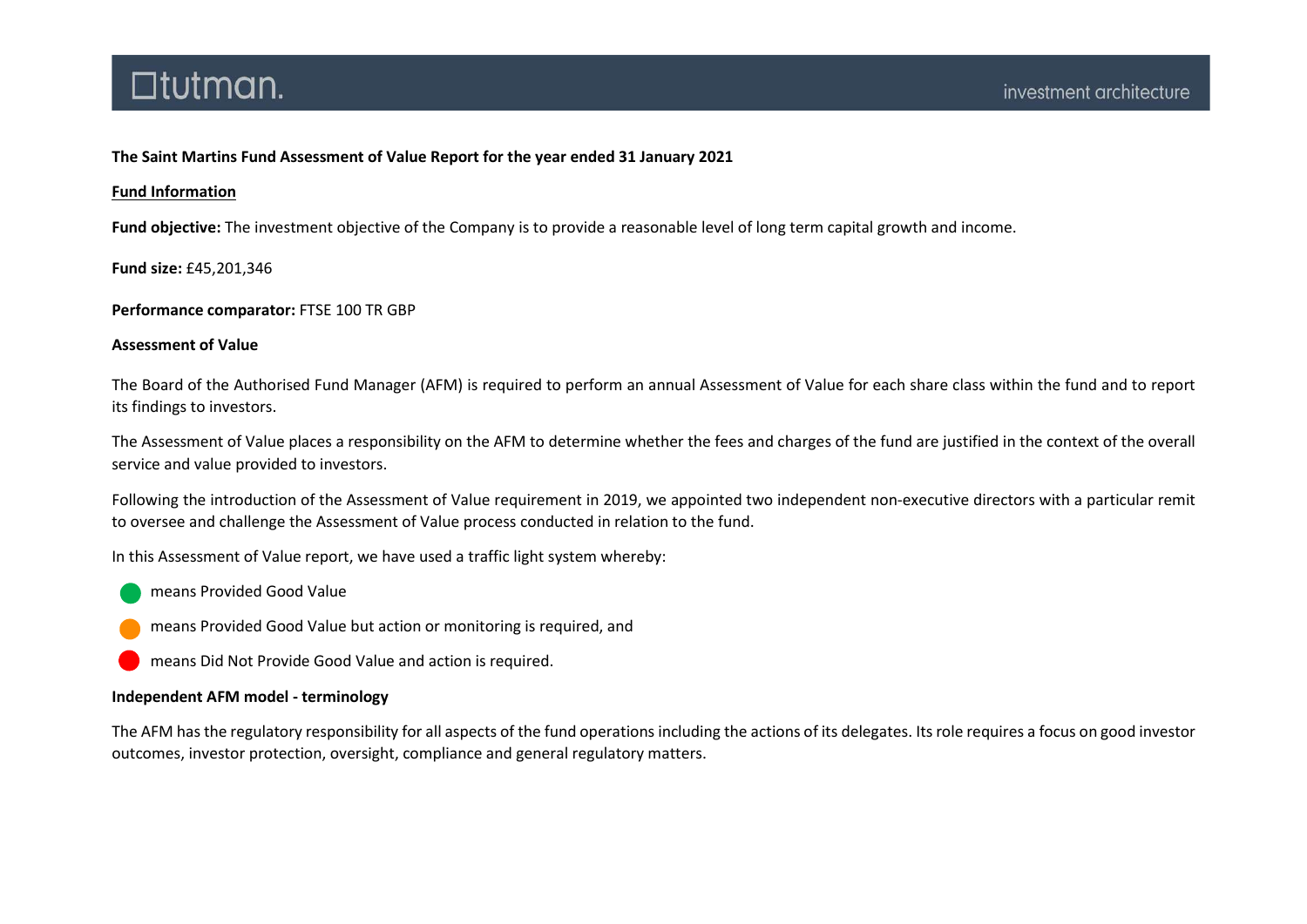**The Saint Martins Fund Assessment of Value Report for the year ended 31 January 2021**

**Fund Information**

**Fund objective:** The investment objective of the Company is to provide a reasonable level of long term capital growth and income.

**Fund size:** £45,201,346

**Performance comparator:** FTSE 100 TR GBP

**Assessment of Value**

The Board of the Authorised Fund Manager (AFM) is required to perform an annual Assessment of Value for each share class within the fund and to report its findings to investors.

The Assessment of Value places a responsibility on the AFM to determine whether the fees and charges of the fund are justified in the context of the overall service and value provided to investors.

Following the introduction of the Assessment of Value requirement in 2019, we appointed two independent non-executive directors with a particular remit to oversee and challenge the Assessment of Value process conducted in relation to the fund.

In this Assessment of Value report, we have used a traffic light system whereby:

- 🟢 means Provided Good Value
- 🟠 means Provided Good Value but action or monitoring is required, and
- 🔴 means Did Not Provide Good Value and action is required.

**Independent AFM model - terminology**

The AFM has the regulatory responsibility for all aspects of the fund operations including the actions of its delegates. Its role requires a focus on good investor outcomes, investor protection, oversight, compliance and general regulatory matters.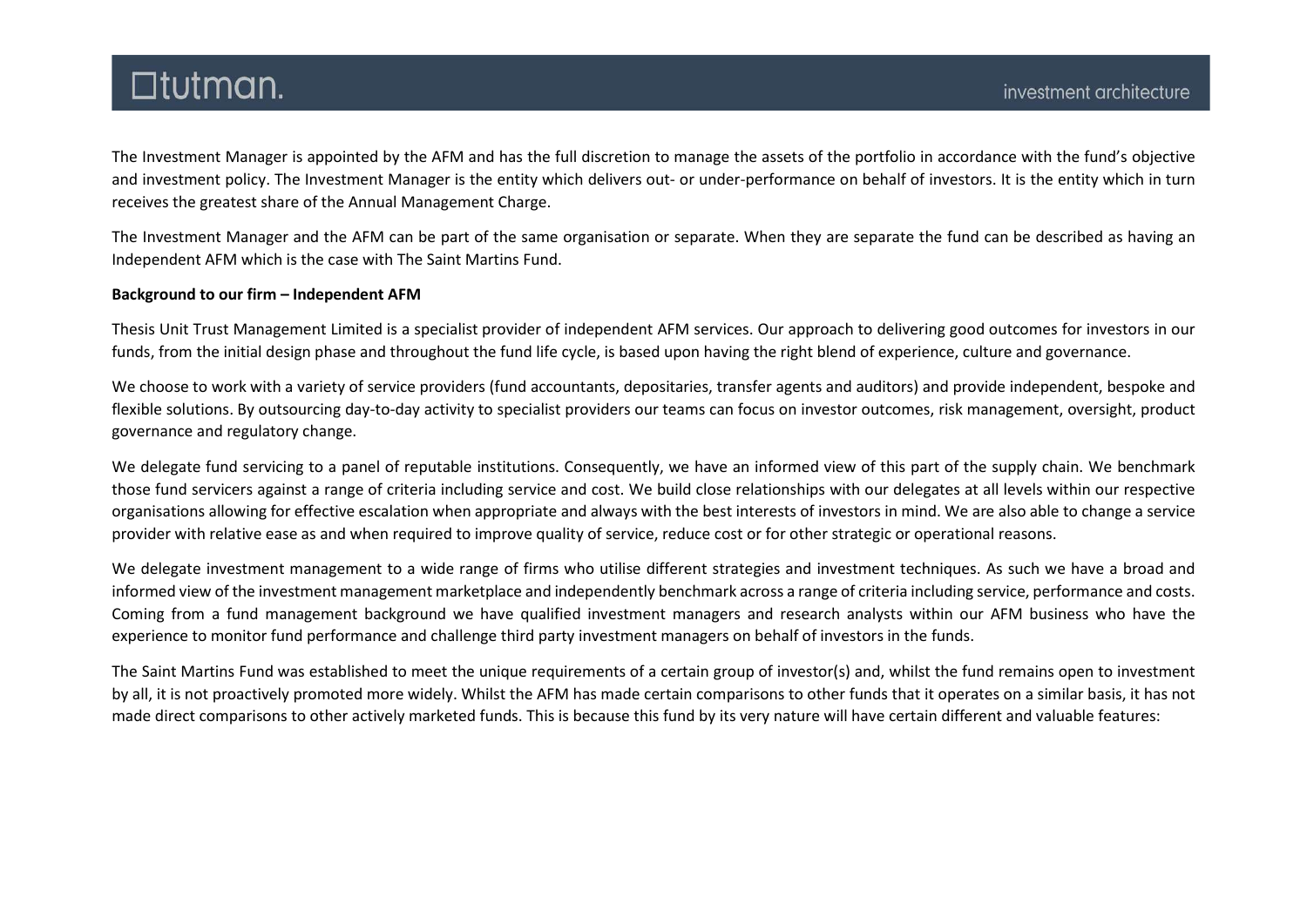The Investment Manager is appointed by the AFM and has the full discretion to manage the assets of the portfolio in accordance with the fund's objective and investment policy. The Investment Manager is the entity which delivers out- or under-performance on behalf of investors. It is the entity which in turn receives the greatest share of the Annual Management Charge.

The Investment Manager and the AFM can be part of the same organisation or separate. When they are separate the fund can be described as having an Independent AFM which is the case with The Saint Martins Fund.

**Background to our firm – Independent AFM**

Thesis Unit Trust Management Limited is a specialist provider of independent AFM services. Our approach to delivering good outcomes for investors in our funds, from the initial design phase and throughout the fund life cycle, is based upon having the right blend of experience, culture and governance.

We choose to work with a variety of service providers (fund accountants, depositaries, transfer agents and auditors) and provide independent, bespoke and flexible solutions. By outsourcing day-to-day activity to specialist providers our teams can focus on investor outcomes, risk management, oversight, product governance and regulatory change.

We delegate fund servicing to a panel of reputable institutions. Consequently, we have an informed view of this part of the supply chain. We benchmark those fund servicers against a range of criteria including service and cost. We build close relationships with our delegates at all levels within our respective organisations allowing for effective escalation when appropriate and always with the best interests of investors in mind. We are also able to change a service provider with relative ease as and when required to improve quality of service, reduce cost or for other strategic or operational reasons.

We delegate investment management to a wide range of firms who utilise different strategies and investment techniques. As such we have a broad and informed view of the investment management marketplace and independently benchmark across a range of criteria including service, performance and costs. Coming from a fund management background we have qualified investment managers and research analysts within our AFM business who have the experience to monitor fund performance and challenge third party investment managers on behalf of investors in the funds.

The Saint Martins Fund was established to meet the unique requirements of a certain group of investor(s) and, whilst the fund remains open to investment by all, it is not proactively promoted more widely. Whilst the AFM has made certain comparisons to other funds that it operates on a similar basis, it has not made direct comparisons to other actively marketed funds. This is because this fund by its very nature will have certain different and valuable features: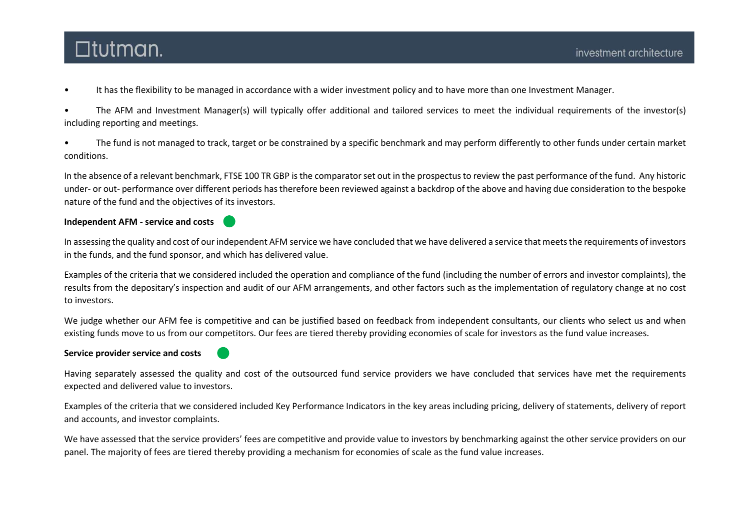- It has the flexibility to be managed in accordance with a wider investment policy and to have more than one Investment Manager.
- The AFM and Investment Manager(s) will typically offer additional and tailored services to meet the individual requirements of the investor(s) including reporting and meetings.
- The fund is not managed to track, target or be constrained by a specific benchmark and may perform differently to other funds under certain market conditions.

In the absence of a relevant benchmark, FTSE 100 TR GBP is the comparator set out in the prospectus to review the past performance of the fund. Any historic under- or out- performance over different periods has therefore been reviewed against a backdrop of the above and having due consideration to the bespoke nature of the fund and the objectives of its investors.

**Independent AFM - service and costs**

In assessing the quality and cost of our independent AFM service we have concluded that we have delivered a service that meets the requirements of investors in the funds, and the fund sponsor, and which has delivered value.

Examples of the criteria that we considered included the operation and compliance of the fund (including the number of errors and investor complaints), the results from the depositary's inspection and audit of our AFM arrangements, and other factors such as the implementation of regulatory change at no cost to investors.

We judge whether our AFM fee is competitive and can be justified based on feedback from independent consultants, our clients who select us and when existing funds move to us from our competitors. Our fees are tiered thereby providing economies of scale for investors as the fund value increases.

**Service provider service and costs**

Having separately assessed the quality and cost of the outsourced fund service providers we have concluded that services have met the requirements expected and delivered value to investors.

Examples of the criteria that we considered included Key Performance Indicators in the key areas including pricing, delivery of statements, delivery of report and accounts, and investor complaints.

We have assessed that the service providers' fees are competitive and provide value to investors by benchmarking against the other service providers on our panel. The majority of fees are tiered thereby providing a mechanism for economies of scale as the fund value increases.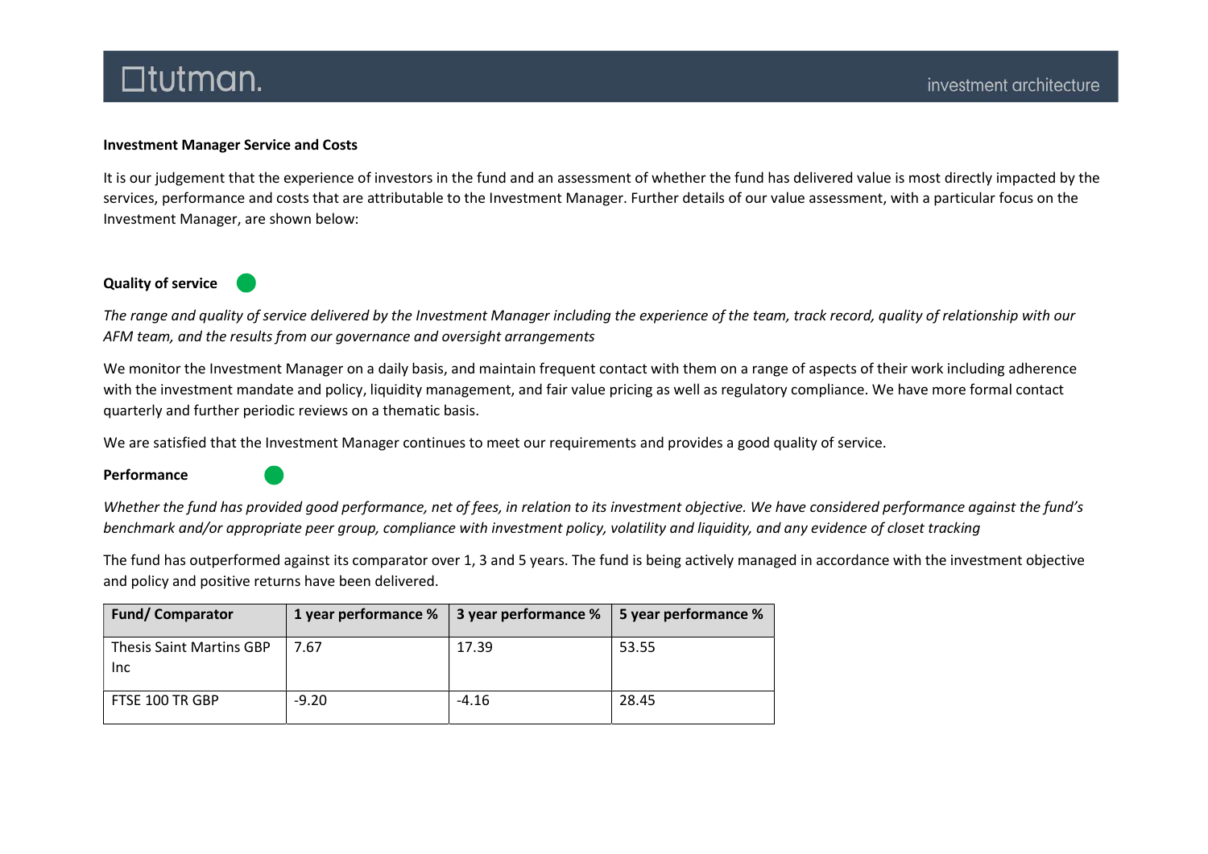**Investment Manager Service and Costs**

It is our judgement that the experience of investors in the fund and an assessment of whether the fund has delivered value is most directly impacted by the services, performance and costs that are attributable to the Investment Manager. Further details of our value assessment, with a particular focus on the Investment Manager, are shown below:

**Quality of service**

*The range and quality of service delivered by the Investment Manager including the experience of the team, track record, quality of relationship with our AFM team, and the results from our governance and oversight arrangements*

We monitor the Investment Manager on a daily basis, and maintain frequent contact with them on a range of aspects of their work including adherence with the investment mandate and policy, liquidity management, and fair value pricing as well as regulatory compliance. We have more formal contact quarterly and further periodic reviews on a thematic basis.

We are satisfied that the Investment Manager continues to meet our requirements and provides a good quality of service.

**Performance**

*Whether the fund has provided good performance, net of fees, in relation to its investment objective. We have considered performance against the fund's benchmark and/or appropriate peer group, compliance with investment policy, volatility and liquidity, and any evidence of closet tracking*

The fund has outperformed against its comparator over 1, 3 and 5 years. The fund is being actively managed in accordance with the investment objective and policy and positive returns have been delivered.

| Fund/ Comparator | 1 year performance % | 3 year performance % | 5 year performance % |
|---|---|---|---|
| Thesis Saint Martins GBP Inc | 7.67 | 17.39 | 53.55 |
| FTSE 100 TR GBP | -9.20 | -4.16 | 28.45 |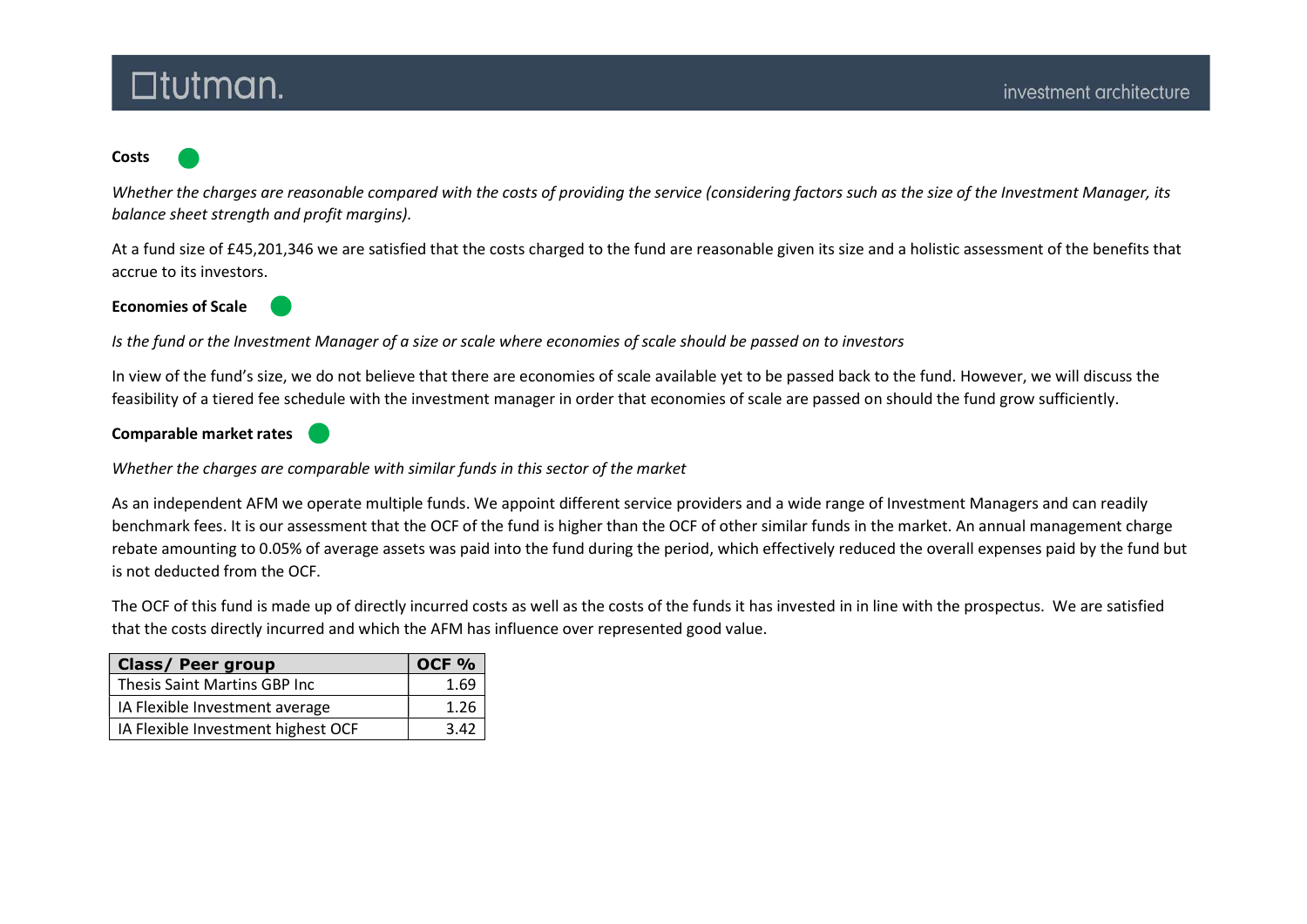**Costs**

*Whether the charges are reasonable compared with the costs of providing the service (considering factors such as the size of the Investment Manager, its balance sheet strength and profit margins).*

At a fund size of £45,201,346 we are satisfied that the costs charged to the fund are reasonable given its size and a holistic assessment of the benefits that accrue to its investors.

**Economies of Scale**

*Is the fund or the Investment Manager of a size or scale where economies of scale should be passed on to investors*

In view of the fund's size, we do not believe that there are economies of scale available yet to be passed back to the fund. However, we will discuss the feasibility of a tiered fee schedule with the investment manager in order that economies of scale are passed on should the fund grow sufficiently.

**Comparable market rates**

*Whether the charges are comparable with similar funds in this sector of the market*

As an independent AFM we operate multiple funds. We appoint different service providers and a wide range of Investment Managers and can readily benchmark fees. It is our assessment that the OCF of the fund is higher than the OCF of other similar funds in the market. An annual management charge rebate amounting to 0.05% of average assets was paid into the fund during the period, which effectively reduced the overall expenses paid by the fund but is not deducted from the OCF.

The OCF of this fund is made up of directly incurred costs as well as the costs of the funds it has invested in in line with the prospectus. We are satisfied that the costs directly incurred and which the AFM has influence over represented good value.

| Class/ Peer group | OCF % |
|---|---|
| Thesis Saint Martins GBP Inc | 1.69 |
| IA Flexible Investment average | 1.26 |
| IA Flexible Investment highest OCF | 3.42 |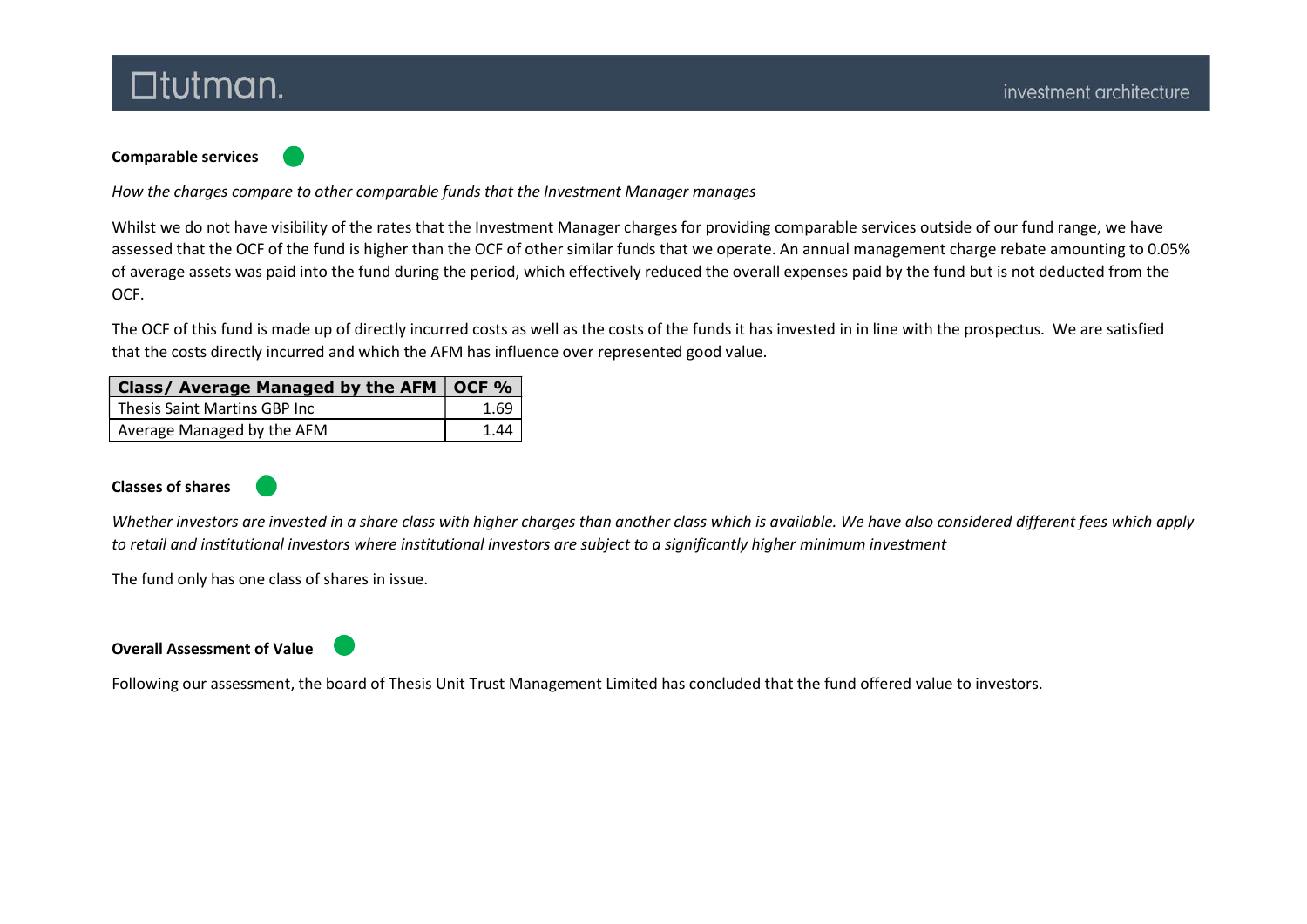**Comparable services**

*How the charges compare to other comparable funds that the Investment Manager manages*

Whilst we do not have visibility of the rates that the Investment Manager charges for providing comparable services outside of our fund range, we have assessed that the OCF of the fund is higher than the OCF of other similar funds that we operate. An annual management charge rebate amounting to 0.05% of average assets was paid into the fund during the period, which effectively reduced the overall expenses paid by the fund but is not deducted from the OCF.

The OCF of this fund is made up of directly incurred costs as well as the costs of the funds it has invested in in line with the prospectus. We are satisfied that the costs directly incurred and which the AFM has influence over represented good value.

| Class/ Average Managed by the AFM | OCF % |
|---|---|
| Thesis Saint Martins GBP Inc | 1.69 |
| Average Managed by the AFM | 1.44 |

**Classes of shares**

*Whether investors are invested in a share class with higher charges than another class which is available. We have also considered different fees which apply to retail and institutional investors where institutional investors are subject to a significantly higher minimum investment*

The fund only has one class of shares in issue.

**Overall Assessment of Value**

Following our assessment, the board of Thesis Unit Trust Management Limited has concluded that the fund offered value to investors.